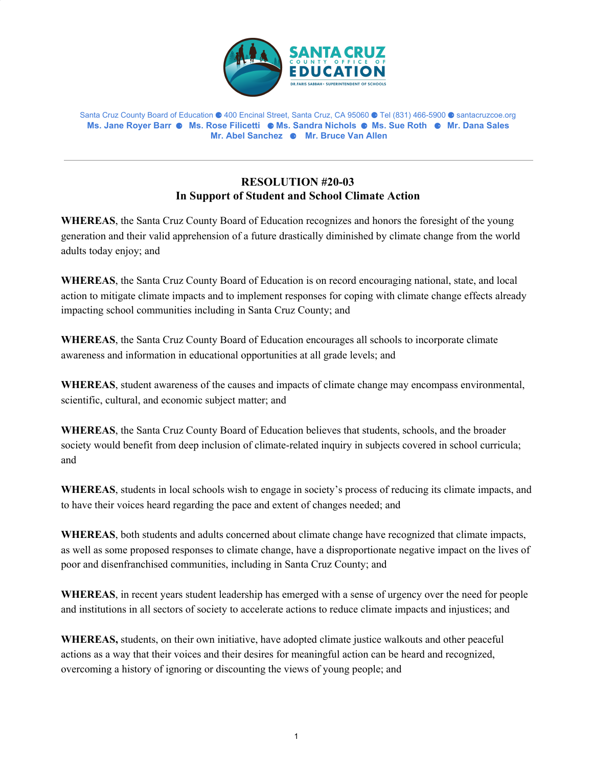SANTA CRUZ COUNTY OFFICE OF EDUCATION
DR. FARIS SABBAH • SUPERINTENDENT OF SCHOOLS

Santa Cruz County Board of Education ● 400 Encinal Street, Santa Cruz, CA 95060 ● Tel (831) 466-5900 ● santacruzcoe.org
**Ms. Jane Royer Barr ● Ms. Rose Filicetti ● Ms. Sandra Nichols ● Ms. Sue Roth ● Mr. Dana Sales**
**Mr. Abel Sanchez ● Mr. Bruce Van Allen**

---

## RESOLUTION #20-03
## In Support of Student and School Climate Action

**WHEREAS**, the Santa Cruz County Board of Education recognizes and honors the foresight of the young generation and their valid apprehension of a future drastically diminished by climate change from the world adults today enjoy; and

**WHEREAS**, the Santa Cruz County Board of Education is on record encouraging national, state, and local action to mitigate climate impacts and to implement responses for coping with climate change effects already impacting school communities including in Santa Cruz County; and

**WHEREAS**, the Santa Cruz County Board of Education encourages all schools to incorporate climate awareness and information in educational opportunities at all grade levels; and

**WHEREAS**, student awareness of the causes and impacts of climate change may encompass environmental, scientific, cultural, and economic subject matter; and

**WHEREAS**, the Santa Cruz County Board of Education believes that students, schools, and the broader society would benefit from deep inclusion of climate-related inquiry in subjects covered in school curricula; and

**WHEREAS**, students in local schools wish to engage in society's process of reducing its climate impacts, and to have their voices heard regarding the pace and extent of changes needed; and

**WHEREAS**, both students and adults concerned about climate change have recognized that climate impacts, as well as some proposed responses to climate change, have a disproportionate negative impact on the lives of poor and disenfranchised communities, including in Santa Cruz County; and

**WHEREAS**, in recent years student leadership has emerged with a sense of urgency over the need for people and institutions in all sectors of society to accelerate actions to reduce climate impacts and injustices; and

**WHEREAS,** students, on their own initiative, have adopted climate justice walkouts and other peaceful actions as a way that their voices and their desires for meaningful action can be heard and recognized, overcoming a history of ignoring or discounting the views of young people; and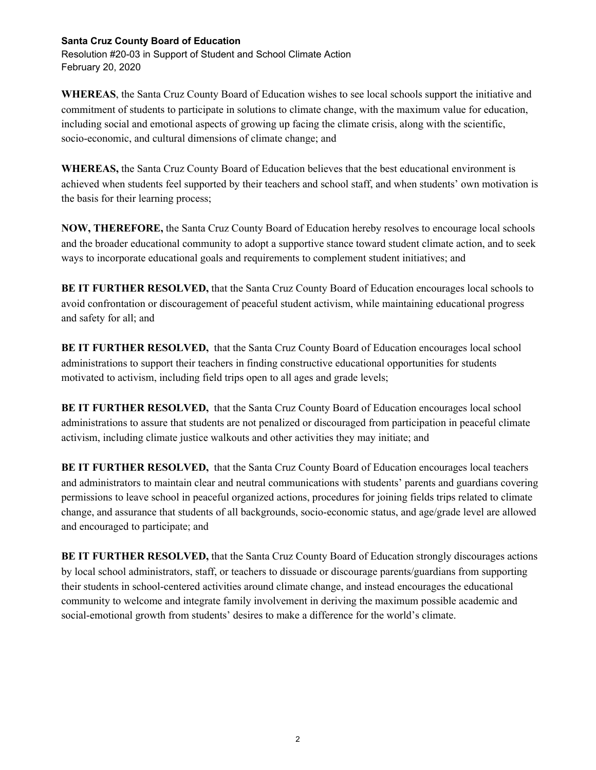**Santa Cruz County Board of Education**
Resolution #20-03 in Support of Student and School Climate Action
February 20, 2020

**WHEREAS**, the Santa Cruz County Board of Education wishes to see local schools support the initiative and commitment of students to participate in solutions to climate change, with the maximum value for education, including social and emotional aspects of growing up facing the climate crisis, along with the scientific, socio-economic, and cultural dimensions of climate change; and

**WHEREAS,** the Santa Cruz County Board of Education believes that the best educational environment is achieved when students feel supported by their teachers and school staff, and when students' own motivation is the basis for their learning process;

**NOW, THEREFORE,** the Santa Cruz County Board of Education hereby resolves to encourage local schools and the broader educational community to adopt a supportive stance toward student climate action, and to seek ways to incorporate educational goals and requirements to complement student initiatives; and

**BE IT FURTHER RESOLVED,** that the Santa Cruz County Board of Education encourages local schools to avoid confrontation or discouragement of peaceful student activism, while maintaining educational progress and safety for all; and

**BE IT FURTHER RESOLVED,** that the Santa Cruz County Board of Education encourages local school administrations to support their teachers in finding constructive educational opportunities for students motivated to activism, including field trips open to all ages and grade levels;

**BE IT FURTHER RESOLVED,** that the Santa Cruz County Board of Education encourages local school administrations to assure that students are not penalized or discouraged from participation in peaceful climate activism, including climate justice walkouts and other activities they may initiate; and

**BE IT FURTHER RESOLVED,** that the Santa Cruz County Board of Education encourages local teachers and administrators to maintain clear and neutral communications with students' parents and guardians covering permissions to leave school in peaceful organized actions, procedures for joining fields trips related to climate change, and assurance that students of all backgrounds, socio-economic status, and age/grade level are allowed and encouraged to participate; and

**BE IT FURTHER RESOLVED,** that the Santa Cruz County Board of Education strongly discourages actions by local school administrators, staff, or teachers to dissuade or discourage parents/guardians from supporting their students in school-centered activities around climate change, and instead encourages the educational community to welcome and integrate family involvement in deriving the maximum possible academic and social-emotional growth from students' desires to make a difference for the world's climate.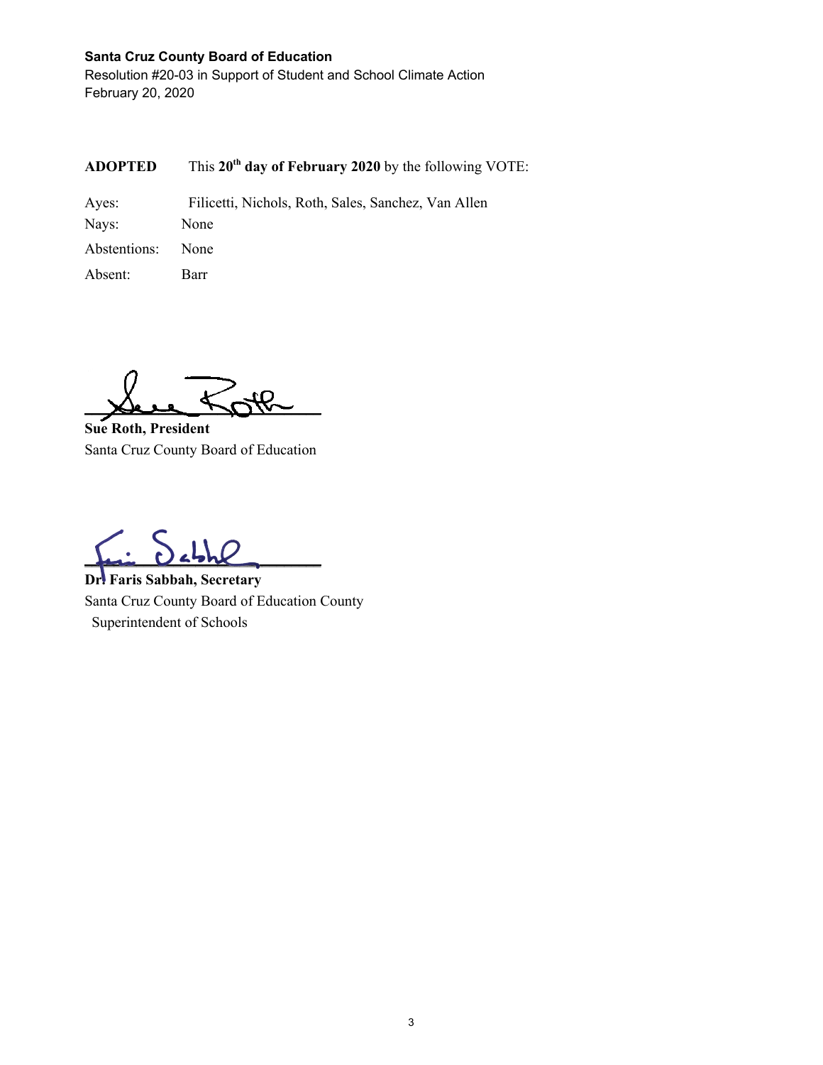**Santa Cruz County Board of Education**
Resolution #20-03 in Support of Student and School Climate Action
February 20, 2020

**ADOPTED** This **20th day of February 2020** by the following VOTE:

Ayes: Filicetti, Nichols, Roth, Sales, Sanchez, Van Allen
Nays: None
Abstentions: None
Absent: Barr

**Sue Roth, President**
Santa Cruz County Board of Education

**Dr. Faris Sabbah, Secretary**
Santa Cruz County Board of Education County Superintendent of Schools